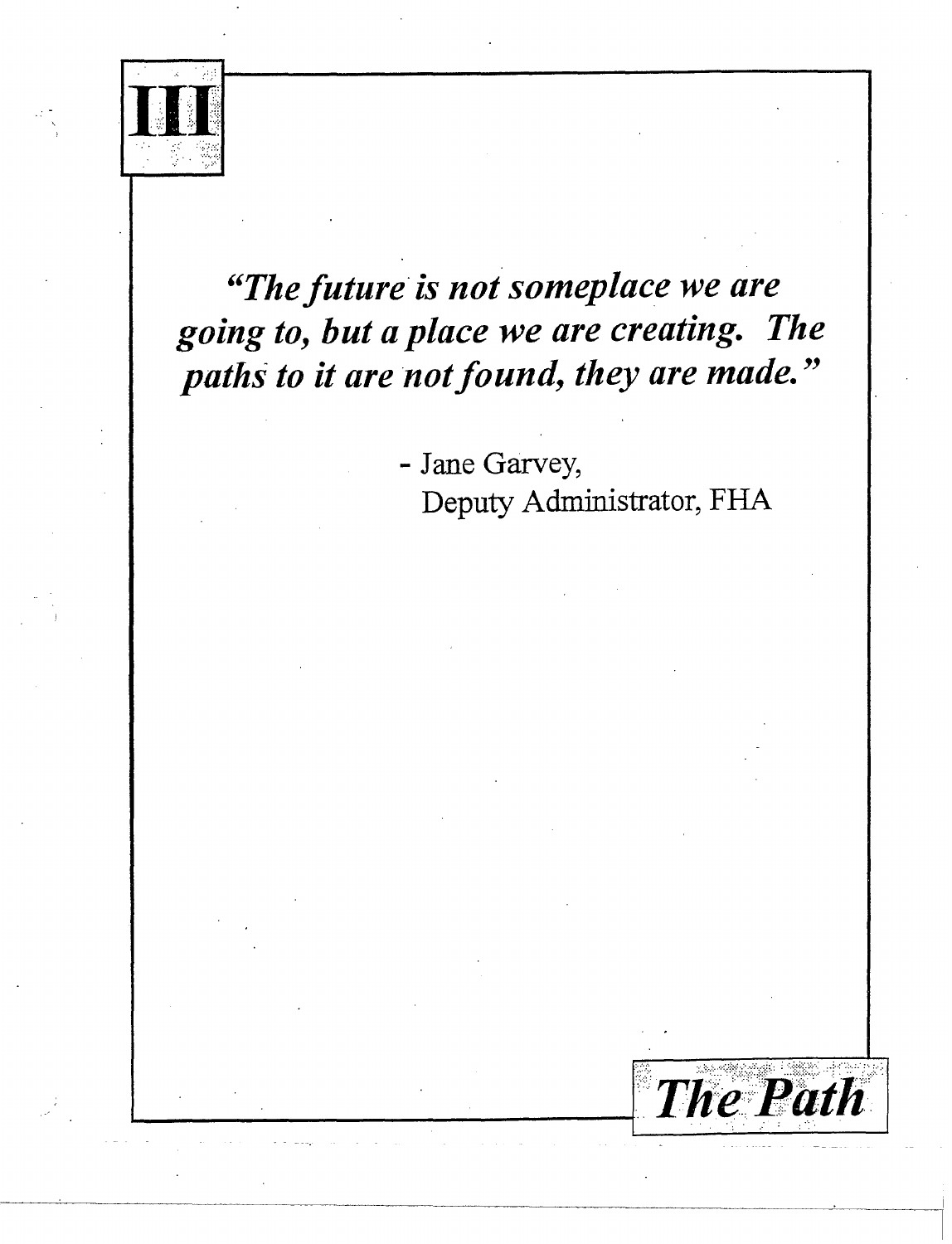# III

***"The future is not someplace we are going to, but a place we are creating. The paths to it are not found, they are made."***

- Jane Garvey,
  Deputy Administrator, FHA

## *The Path*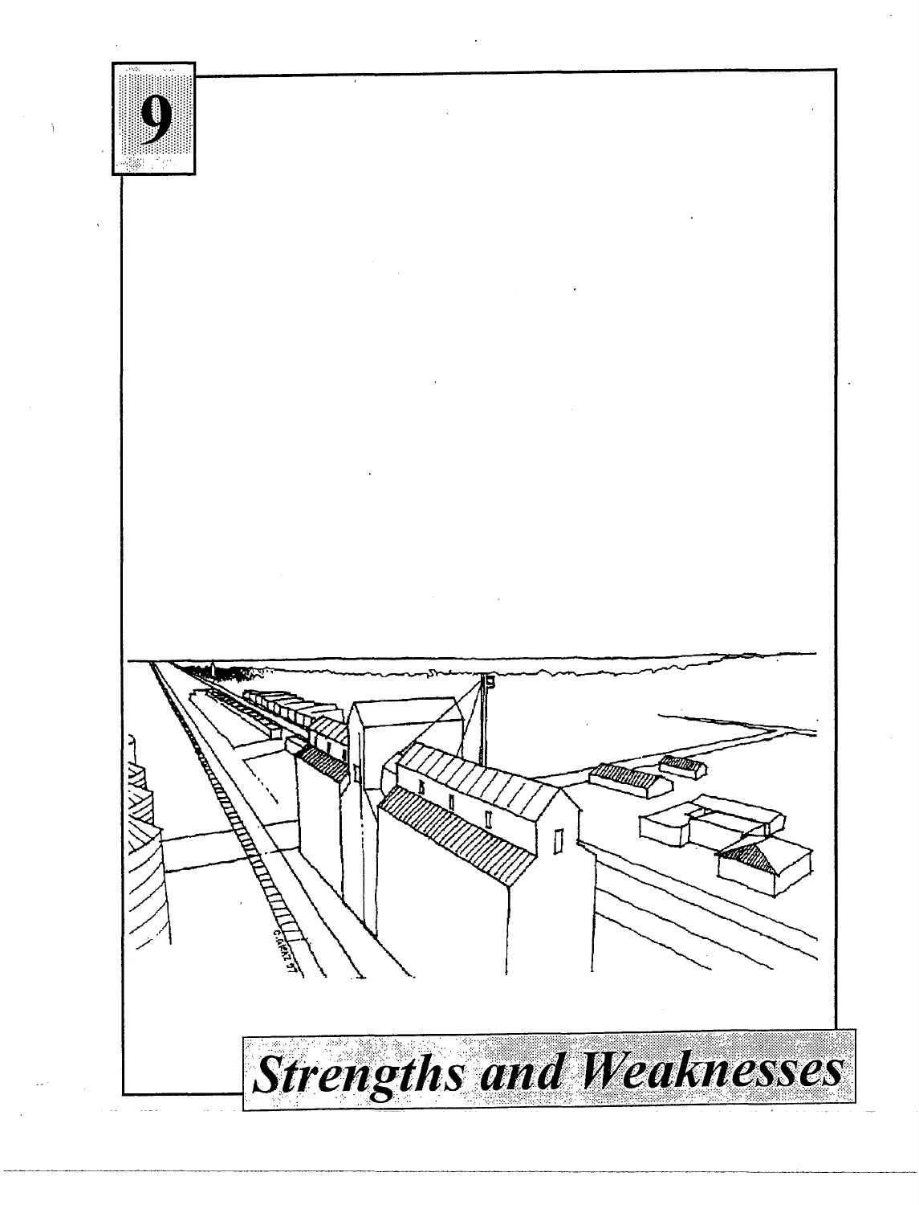# 9

# *Strengths and Weaknesses*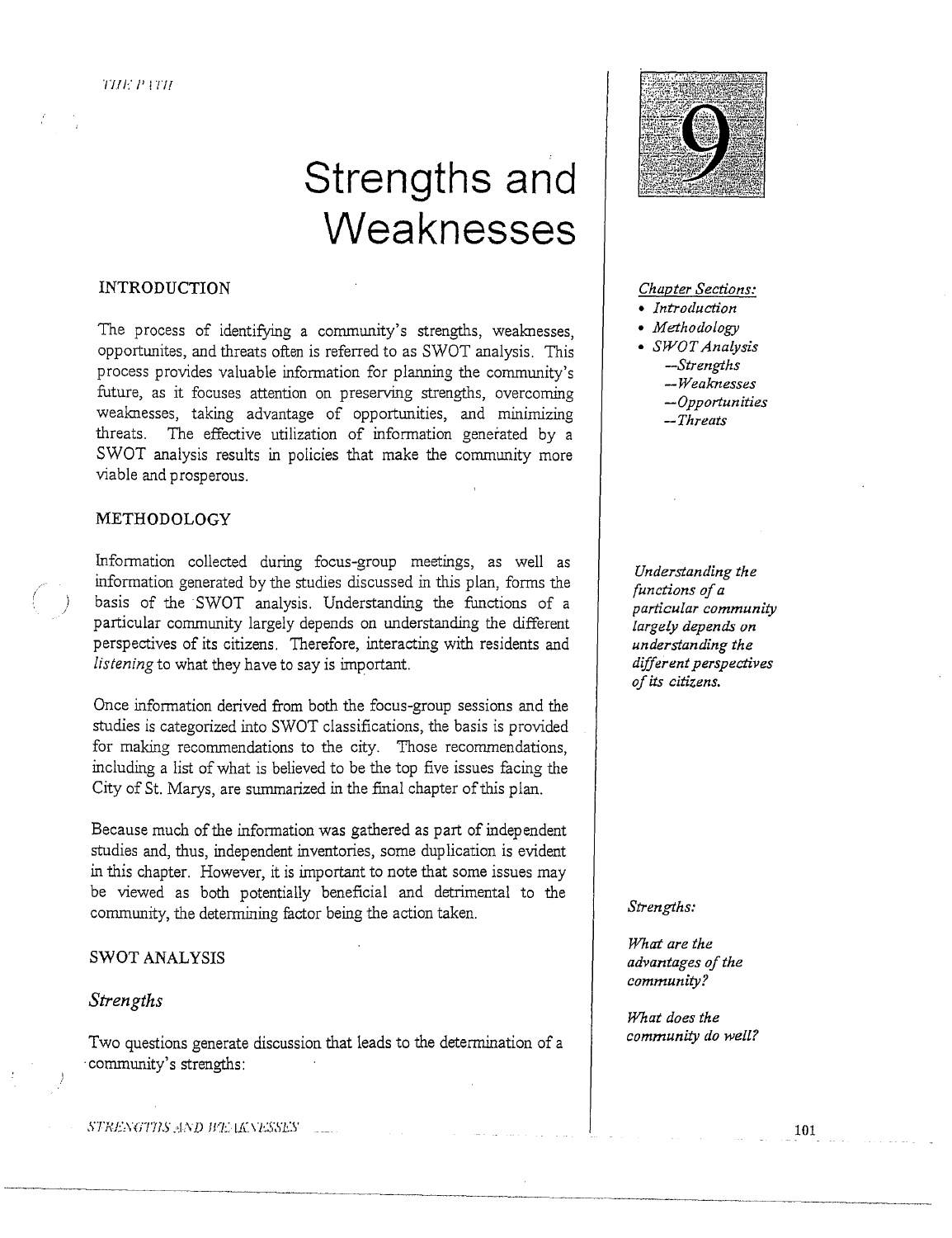# Strengths and Weaknesses

9

*Chapter Sections:*

- *Introduction*
- *Methodology*
- *SWOT Analysis*
  - *—Strengths*
  - *—Weaknesses*
  - *—Opportunities*
  - *—Threats*

## INTRODUCTION

The process of identifying a community's strengths, weaknesses, opportunites, and threats often is referred to as SWOT analysis. This process provides valuable information for planning the community's future, as it focuses attention on preserving strengths, overcoming weaknesses, taking advantage of opportunities, and minimizing threats. The effective utilization of information generated by a SWOT analysis results in policies that make the community more viable and prosperous.

## METHODOLOGY

Information collected during focus-group meetings, as well as information generated by the studies discussed in this plan, forms the basis of the SWOT analysis. Understanding the functions of a particular community largely depends on understanding the different perspectives of its citizens. Therefore, interacting with residents and *listening* to what they have to say is important.

*Understanding the functions of a particular community largely depends on understanding the different perspectives of its citizens.*

Once information derived from both the focus-group sessions and the studies is categorized into SWOT classifications, the basis is provided for making recommendations to the city. Those recommendations, including a list of what is believed to be the top five issues facing the City of St. Marys, are summarized in the final chapter of this plan.

Because much of the information was gathered as part of independent studies and, thus, independent inventories, some duplication is evident in this chapter. However, it is important to note that some issues may be viewed as both potentially beneficial and detrimental to the community, the determining factor being the action taken.

## SWOT ANALYSIS

### *Strengths*

*Strengths:*

*What are the advantages of the community?*

*What does the community do well?*

Two questions generate discussion that leads to the determination of a community's strengths: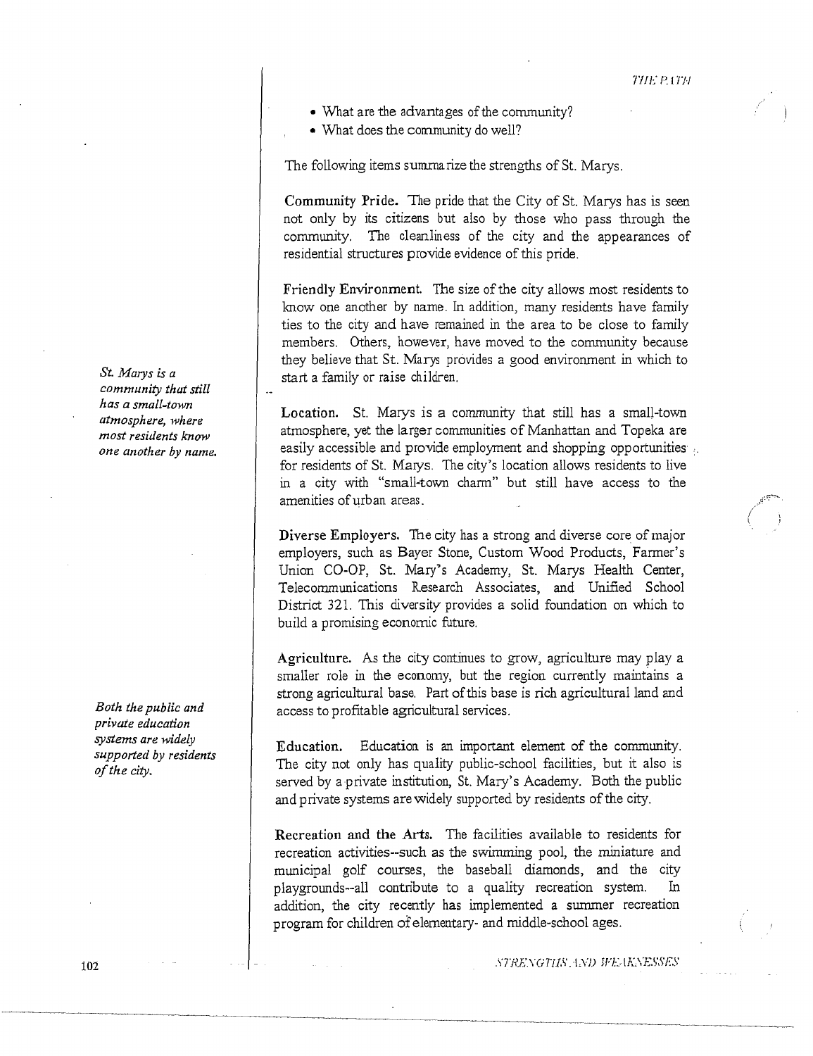- What are the advantages of the community?
- What does the community do well?

The following items summarize the strengths of St. Marys.

**Community Pride.** The pride that the City of St. Marys has is seen not only by its citizens but also by those who pass through the community. The cleanliness of the city and the appearances of residential structures provide evidence of this pride.

**Friendly Environment.** The size of the city allows most residents to know one another by name. In addition, many residents have family ties to the city and have remained in the area to be close to family members. Others, however, have moved to the community because they believe that St. Marys provides a good environment in which to start a family or raise children.

*St. Marys is a community that still has a small-town atmosphere, where most residents know one another by name.*

**Location.** St. Marys is a community that still has a small-town atmosphere, yet the larger communities of Manhattan and Topeka are easily accessible and provide employment and shopping opportunities for residents of St. Marys. The city's location allows residents to live in a city with "small-town charm" but still have access to the amenities of urban areas.

**Diverse Employers.** The city has a strong and diverse core of major employers, such as Bayer Stone, Custom Wood Products, Farmer's Union CO-OP, St. Mary's Academy, St. Marys Health Center, Telecommunications Research Associates, and Unified School District 321. This diversity provides a solid foundation on which to build a promising economic future.

**Agriculture.** As the city continues to grow, agriculture may play a smaller role in the economy, but the region currently maintains a strong agricultural base. Part of this base is rich agricultural land and access to profitable agricultural services.

*Both the public and private education systems are widely supported by residents of the city.*

**Education.** Education is an important element of the community. The city not only has quality public-school facilities, but it also is served by a private institution, St. Mary's Academy. Both the public and private systems are widely supported by residents of the city.

**Recreation and the Arts.** The facilities available to residents for recreation activities--such as the swimming pool, the miniature and municipal golf courses, the baseball diamonds, and the city playgrounds--all contribute to a quality recreation system. In addition, the city recently has implemented a summer recreation program for children of elementary- and middle-school ages.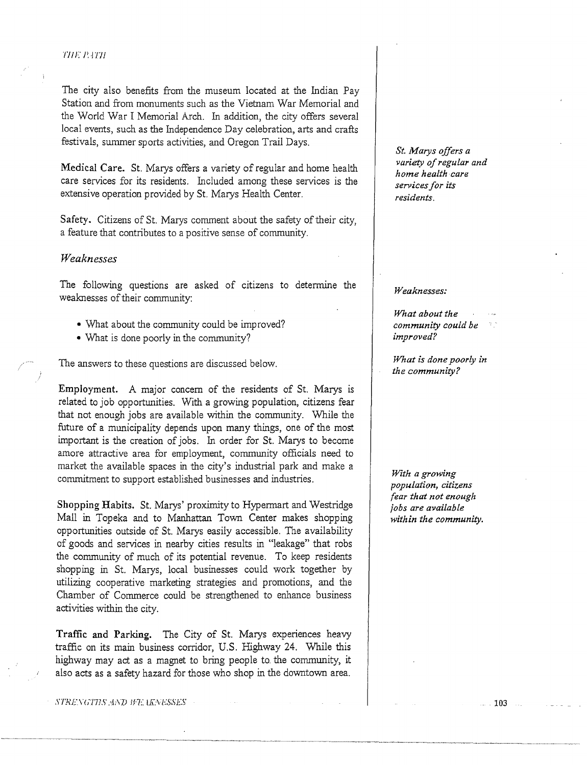The city also benefits from the museum located at the Indian Pay Station and from monuments such as the Vietnam War Memorial and the World War I Memorial Arch. In addition, the city offers several local events, such as the Independence Day celebration, arts and crafts festivals, summer sports activities, and Oregon Trail Days.

*St. Marys offers a variety of regular and home health care services for its residents.*

**Medical Care.** St. Marys offers a variety of regular and home health care services for its residents. Included among these services is the extensive operation provided by St. Marys Health Center.

**Safety.** Citizens of St. Marys comment about the safety of their city, a feature that contributes to a positive sense of community.

### *Weaknesses*

*Weaknesses:*

*What about the community could be improved?*

*What is done poorly in the community?*

The following questions are asked of citizens to determine the weaknesses of their community:

- What about the community could be improved?
- What is done poorly in the community?

The answers to these questions are discussed below.

**Employment.** A major concern of the residents of St. Marys is related to job opportunities. With a growing population, citizens fear that not enough jobs are available within the community. While the future of a municipality depends upon many things, one of the most important is the creation of jobs. In order for St. Marys to become amore attractive area for employment, community officials need to market the available spaces in the city's industrial park and make a commitment to support established businesses and industries.

*With a growing population, citizens fear that not enough jobs are available within the community.*

**Shopping Habits.** St. Marys' proximity to Hypermart and Westridge Mall in Topeka and to Manhattan Town Center makes shopping opportunities outside of St. Marys easily accessible. The availability of goods and services in nearby cities results in "leakage" that robs the community of much of its potential revenue. To keep residents shopping in St. Marys, local businesses could work together by utilizing cooperative marketing strategies and promotions, and the Chamber of Commerce could be strengthened to enhance business activities within the city.

**Traffic and Parking.** The City of St. Marys experiences heavy traffic on its main business corridor, U.S. Highway 24. While this highway may act as a magnet to bring people to the community, it also acts as a safety hazard for those who shop in the downtown area.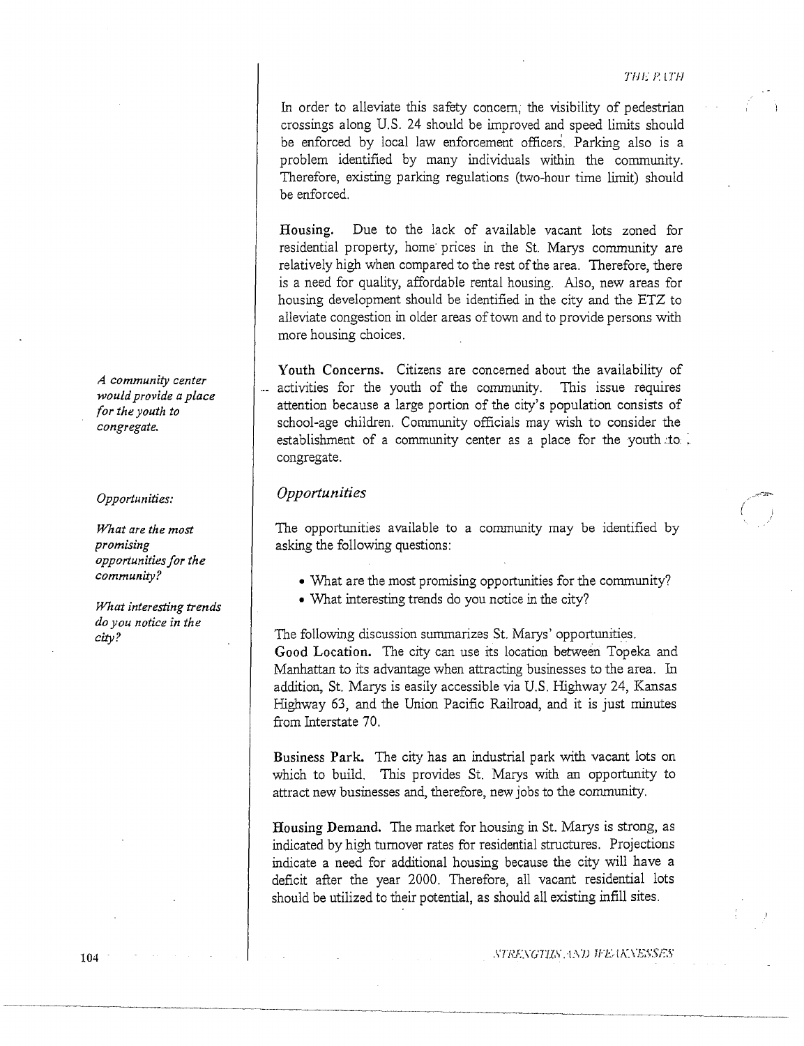In order to alleviate this safety concern, the visibility of pedestrian crossings along U.S. 24 should be improved and speed limits should be enforced by local law enforcement officers. Parking also is a problem identified by many individuals within the community. Therefore, existing parking regulations (two-hour time limit) should be enforced.

**Housing.** Due to the lack of available vacant lots zoned for residential property, home prices in the St. Marys community are relatively high when compared to the rest of the area. Therefore, there is a need for quality, affordable rental housing. Also, new areas for housing development should be identified in the city and the ETZ to alleviate congestion in older areas of town and to provide persons with more housing choices.

*A community center would provide a place for the youth to congregate.*

**Youth Concerns.** Citizens are concerned about the availability of activities for the youth of the community. This issue requires attention because a large portion of the city's population consists of school-age children. Community officials may wish to consider the establishment of a community center as a place for the youth to congregate.

### *Opportunities*

*Opportunities:*

*What are the most promising opportunities for the community?*

*What interesting trends do you notice in the city?*

The opportunities available to a community may be identified by asking the following questions:

- What are the most promising opportunities for the community?
- What interesting trends do you notice in the city?

The following discussion summarizes St. Marys' opportunities.

**Good Location.** The city can use its location between Topeka and Manhattan to its advantage when attracting businesses to the area. In addition, St. Marys is easily accessible via U.S. Highway 24, Kansas Highway 63, and the Union Pacific Railroad, and it is just minutes from Interstate 70.

**Business Park.** The city has an industrial park with vacant lots on which to build. This provides St. Marys with an opportunity to attract new businesses and, therefore, new jobs to the community.

**Housing Demand.** The market for housing in St. Marys is strong, as indicated by high turnover rates for residential structures. Projections indicate a need for additional housing because the city will have a deficit after the year 2000. Therefore, all vacant residential lots should be utilized to their potential, as should all existing infill sites.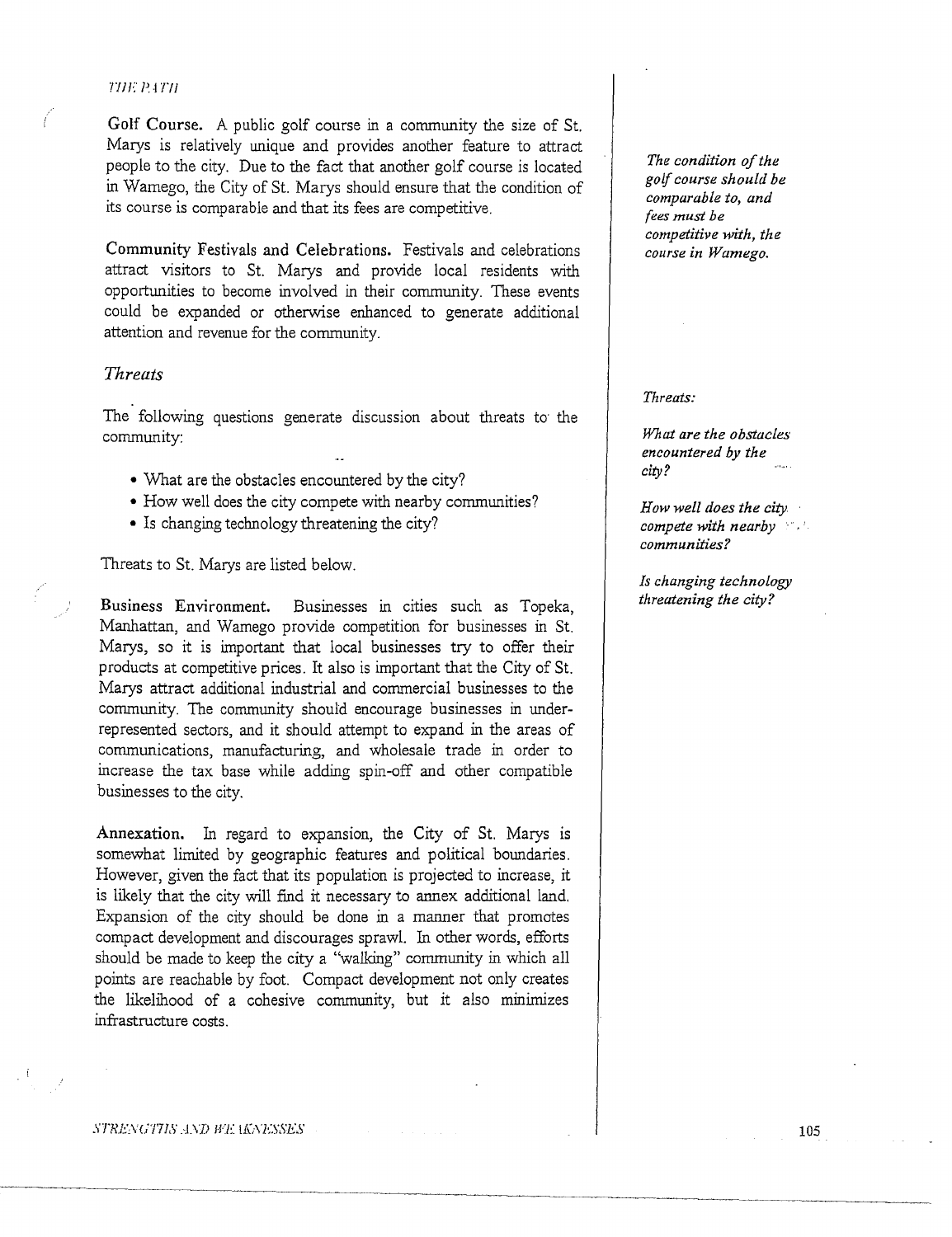**Golf Course.** A public golf course in a community the size of St. Marys is relatively unique and provides another feature to attract people to the city. Due to the fact that another golf course is located in Wamego, the City of St. Marys should ensure that the condition of its course is comparable and that its fees are competitive.

*The condition of the golf course should be comparable to, and fees must be competitive with, the course in Wamego.*

**Community Festivals and Celebrations.** Festivals and celebrations attract visitors to St. Marys and provide local residents with opportunities to become involved in their community. These events could be expanded or otherwise enhanced to generate additional attention and revenue for the community.

### *Threats*

The following questions generate discussion about threats to the community:

- What are the obstacles encountered by the city?
- How well does the city compete with nearby communities?
- Is changing technology threatening the city?

*Threats:*

*What are the obstacles encountered by the city?*

*How well does the city compete with nearby communities?*

*Is changing technology threatening the city?*

Threats to St. Marys are listed below.

**Business Environment.** Businesses in cities such as Topeka, Manhattan, and Wamego provide competition for businesses in St. Marys, so it is important that local businesses try to offer their products at competitive prices. It also is important that the City of St. Marys attract additional industrial and commercial businesses to the community. The community should encourage businesses in under-represented sectors, and it should attempt to expand in the areas of communications, manufacturing, and wholesale trade in order to increase the tax base while adding spin-off and other compatible businesses to the city.

**Annexation.** In regard to expansion, the City of St. Marys is somewhat limited by geographic features and political boundaries. However, given the fact that its population is projected to increase, it is likely that the city will find it necessary to annex additional land. Expansion of the city should be done in a manner that promotes compact development and discourages sprawl. In other words, efforts should be made to keep the city a "walking" community in which all points are reachable by foot. Compact development not only creates the likelihood of a cohesive community, but it also minimizes infrastructure costs.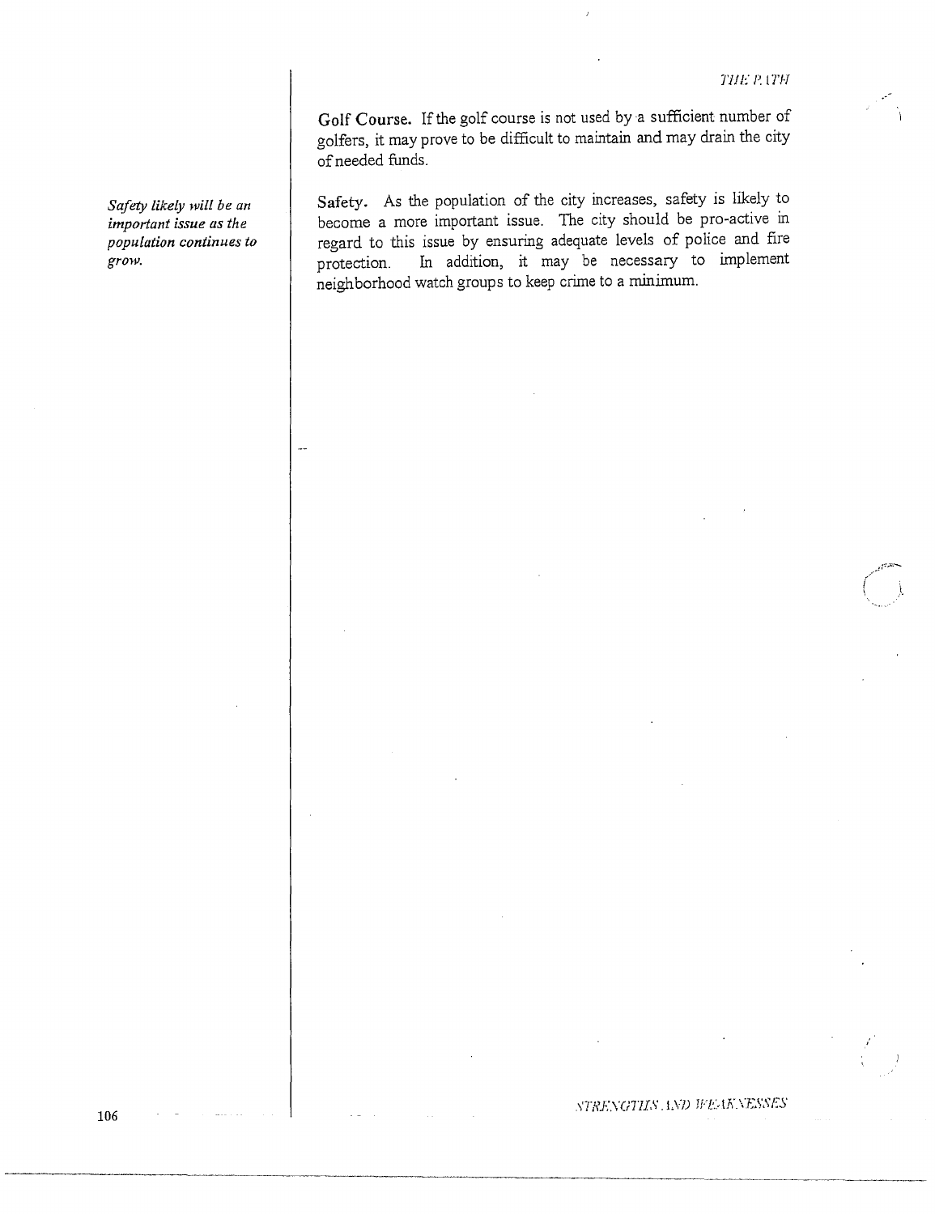**Golf Course.** If the golf course is not used by a sufficient number of golfers, it may prove to be difficult to maintain and may drain the city of needed funds.

*Safety likely will be an important issue as the population continues to grow.*

**Safety.** As the population of the city increases, safety is likely to become a more important issue. The city should be pro-active in regard to this issue by ensuring adequate levels of police and fire protection. In addition, it may be necessary to implement neighborhood watch groups to keep crime to a minimum.